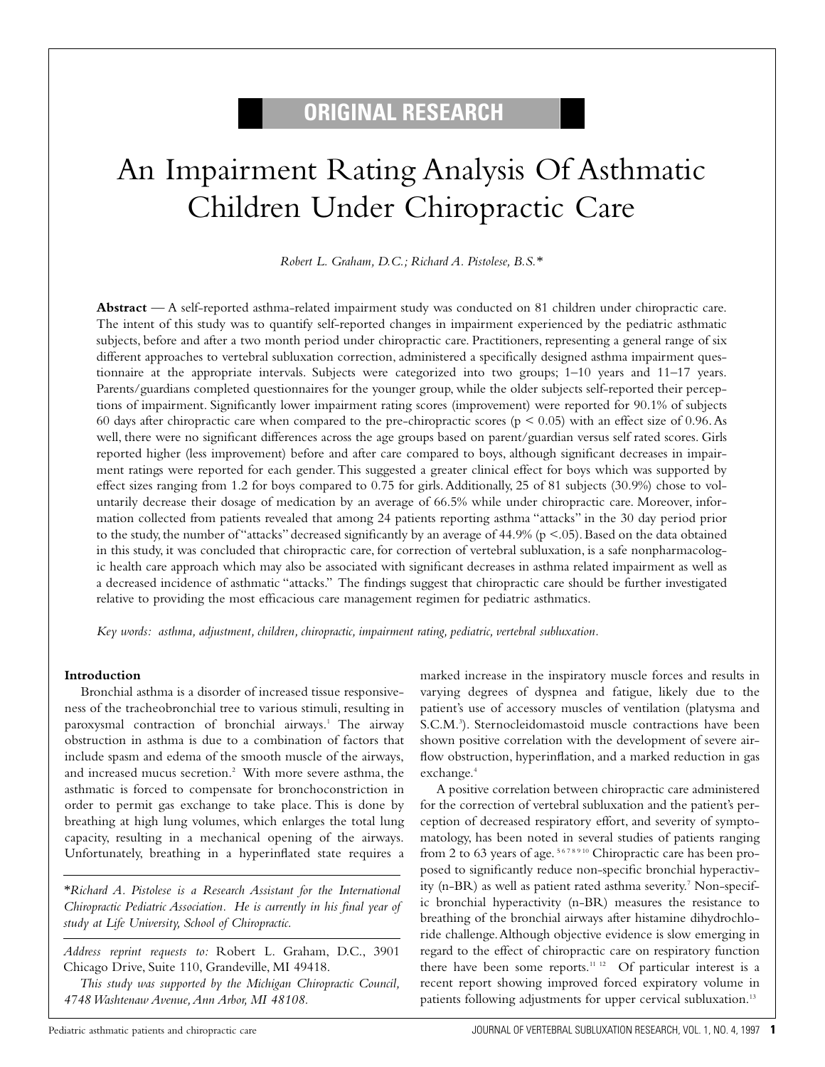ORIGINAL RESEARCH

# An Impairment Rating Analysis Of Asthmatic Children Under Chiropractic Care

*Robert L. Graham, D.C.; Richard A. Pistolese, B.S.**

**Abstract** — A self-reported asthma-related impairment study was conducted on 81 children under chiropractic care. The intent of this study was to quantify self-reported changes in impairment experienced by the pediatric asthmatic subjects, before and after a two month period under chiropractic care. Practitioners, representing a general range of six different approaches to vertebral subluxation correction, administered a specifically designed asthma impairment questionnaire at the appropriate intervals. Subjects were categorized into two groups; 1–10 years and 11–17 years. Parents/guardians completed questionnaires for the younger group, while the older subjects self-reported their perceptions of impairment. Significantly lower impairment rating scores (improvement) were reported for 90.1% of subjects 60 days after chiropractic care when compared to the pre-chiropractic scores ($p < 0.05$) with an effect size of 0.96. As well, there were no significant differences across the age groups based on parent/guardian versus self rated scores. Girls reported higher (less improvement) before and after care compared to boys, although significant decreases in impairment ratings were reported for each gender. This suggested a greater clinical effect for boys which was supported by effect sizes ranging from 1.2 for boys compared to 0.75 for girls. Additionally, 25 of 81 subjects (30.9%) chose to voluntarily decrease their dosage of medication by an average of 66.5% while under chiropractic care. Moreover, information collected from patients revealed that among 24 patients reporting asthma "attacks" in the 30 day period prior to the study, the number of "attacks" decreased significantly by an average of 44.9% ($p < .05$). Based on the data obtained in this study, it was concluded that chiropractic care, for correction of vertebral subluxation, is a safe nonpharmacologic health care approach which may also be associated with significant decreases in asthma related impairment as well as a decreased incidence of asthmatic "attacks." The findings suggest that chiropractic care should be further investigated relative to providing the most efficacious care management regimen for pediatric asthmatics.

*Key words: asthma, adjustment, children, chiropractic, impairment rating, pediatric, vertebral subluxation.*

## Introduction

Bronchial asthma is a disorder of increased tissue responsiveness of the tracheobronchial tree to various stimuli, resulting in paroxysmal contraction of bronchial airways.[1] The airway obstruction in asthma is due to a combination of factors that include spasm and edema of the smooth muscle of the airways, and increased mucus secretion.[2] With more severe asthma, the asthmatic is forced to compensate for bronchoconstriction in order to permit gas exchange to take place. This is done by breathing at high lung volumes, which enlarges the total lung capacity, resulting in a mechanical opening of the airways. Unfortunately, breathing in a hyperinflated state requires a marked increase in the inspiratory muscle forces and results in varying degrees of dyspnea and fatigue, likely due to the patient's use of accessory muscles of ventilation (platysma and S.C.M.[3]). Sternocleidomastoid muscle contractions have been shown positive correlation with the development of severe airflow obstruction, hyperinflation, and a marked reduction in gas exchange.[4]

A positive correlation between chiropractic care administered for the correction of decreased vertebral subluxation and the patient's perception of decreased respiratory effort, and severity of symptomatology, has been noted in several studies of patients ranging from 2 to 63 years of age.[5,6,7,8,9,10] Chiropractic care has been proposed to significantly reduce non-specific bronchial hyperactivity (n-BR) as well as patient rated asthma severity.[7] Non-specific bronchial hyperactivity (n-BR) measures the resistance to breathing of the bronchial airways after histamine dihydrochloride challenge. Although objective evidence is slow emerging in regard to the effect of chiropractic care on respiratory function there have been some reports.[11,12] Of particular interest is a recent report showing improved forced expiratory volume in patients following adjustments for upper cervical subluxation.[13]

---

*Richard A. Pistolese is a Research Assistant for the International Chiropractic Pediatric Association. He is currently in his final year of study at Life University, School of Chiropractic.*

*Address reprint requests to:* Robert L. Graham, D.C., 3901 Chicago Drive, Suite 110, Grandeville, MI 49418.

*This study was supported by the Michigan Chiropractic Council, 4748 Washtenaw Avenue, Ann Arbor, MI 48108.*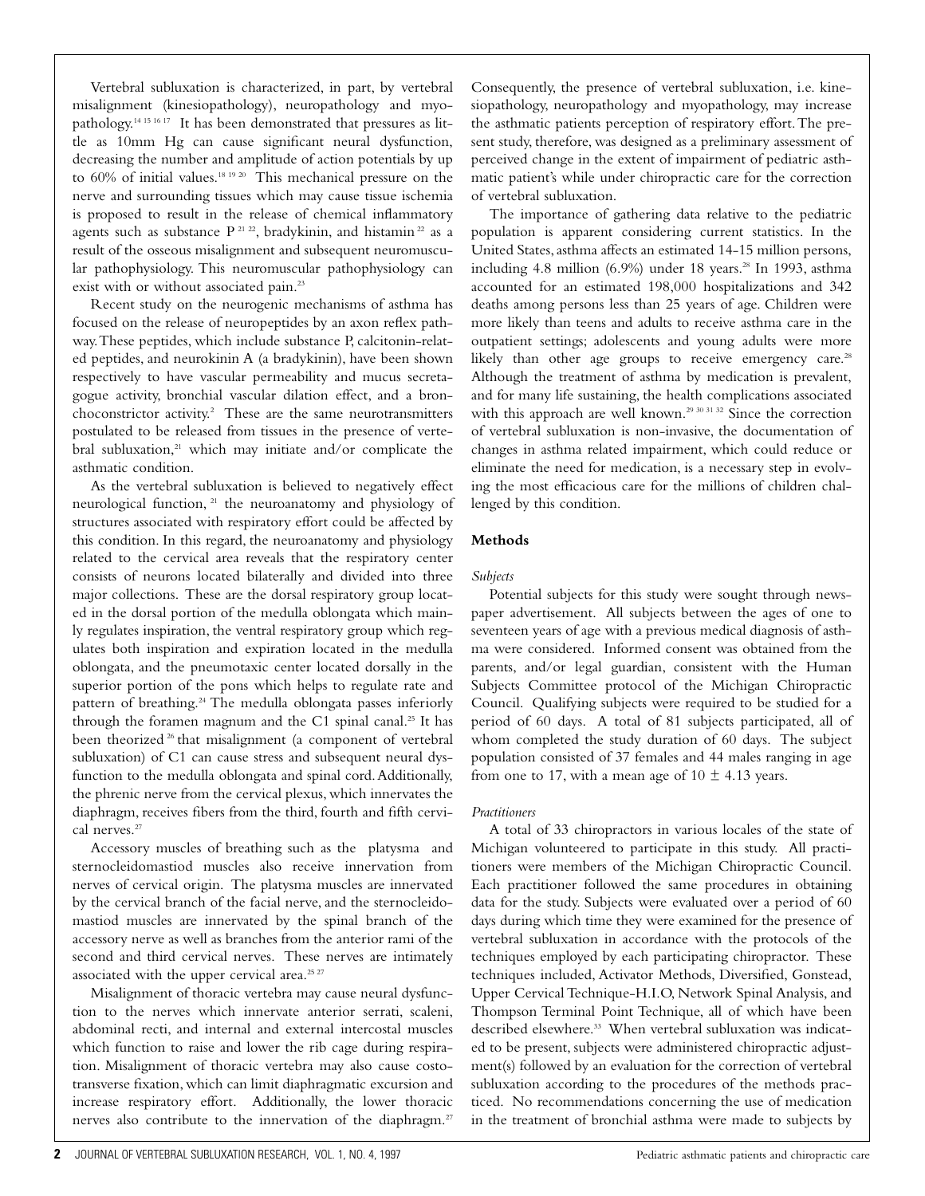Vertebral subluxation is characterized, in part, by vertebral misalignment (kinesiopathology), neuropathology and myopathology.[14 15 16 17] It has been demonstrated that pressures as little as 10mm Hg can cause significant neural dysfunction, decreasing the number and amplitude of action potentials by up to 60% of initial values.[18 19 20] This mechanical pressure on the nerve and surrounding tissues which may cause tissue ischemia is proposed to result in the release of chemical inflammatory agents such as substance P [21 22], bradykinin, and histamin [22] as a result of the osseous misalignment and subsequent neuromuscular pathophysiology. This neuromuscular pathophysiology can exist with or without associated pain.[23]

Recent study on the neurogenic mechanisms of asthma has focused on the release of neuropeptides by an axon reflex pathway. These peptides, which include substance P, calcitonin-related peptides, and neurokinin A (a bradykinin), have been shown respectively to have vascular permeability and mucus secretagogue activity, bronchial vascular dilation effect, and a bronchoconstrictor activity.[2] These are the same neurotransmitters postulated to be released from tissues in the presence of vertebral subluxation,[21] which may initiate and/or complicate the asthmatic condition.

As the vertebral subluxation is believed to negatively effect neurological function, [21] the neuroanatomy and physiology of structures associated with respiratory effort could be affected by this condition. In this regard, the neuroanatomy and physiology related to the cervical area reveals that the respiratory center consists of neurons located bilaterally and divided into three major collections. These are the dorsal respiratory group located in the dorsal portion of the medulla oblongata which mainly regulates inspiration, the ventral respiratory group which regulates both inspiration and expiration located in the medulla oblongata, and the pneumotaxic center located dorsally in the superior portion of the pons which helps to regulate rate and pattern of breathing.[24] The medulla oblongata passes inferiorly through the foramen magnum and the C1 spinal canal.[25] It has been theorized [26] that misalignment (a component of vertebral subluxation) of C1 can cause stress and subsequent neural dysfunction to the medulla oblongata and spinal cord. Additionally, the phrenic nerve from the cervical plexus, which innervates the diaphragm, receives fibers from the third, fourth and fifth cervical nerves.[27]

Accessory muscles of breathing such as the platysma and sternocleidomastiod muscles also receive innervation from nerves of cervical origin. The platysma muscles are innervated by the cervical branch of the facial nerve, and the sternocleidomastiod muscles are innervated by the spinal branch of the accessory nerve as well as branches from the anterior rami of the second and third cervical nerves. These nerves are intimately associated with the upper cervical area.[25 27]

Misalignment of thoracic vertebra may cause neural dysfunction to the nerves which innervate anterior serrati, scaleni, abdominal recti, and internal and external intercostal muscles which function to raise and lower the rib cage during respiration. Misalignment of thoracic vertebra may also cause costotransverse fixation, which can limit diaphragmatic excursion and increase respiratory effort. Additionally, the lower thoracic nerves also contribute to the innervation of the diaphragm.[27]

Consequently, the presence of vertebral subluxation, i.e. kinesiopathology, neuropathology and myopathology, may increase the asthmatic patients perception of respiratory effort. The present study, therefore, was designed as a preliminary assessment of perceived change in the extent of impairment of pediatric asthmatic patient's while under chiropractic care for the correction of vertebral subluxation.

The importance of gathering data relative to the pediatric population is apparent considering current statistics. In the United States, asthma affects an estimated 14-15 million persons, including 4.8 million (6.9%) under 18 years.[28] In 1993, asthma accounted for an estimated 198,000 hospitalizations and 342 deaths among persons less than 25 years of age. Children were more likely than teens and adults to receive asthma care in the outpatient settings; adolescents and young adults were more likely than other age groups to receive emergency care.[28] Although the treatment of asthma by medication is prevalent, and for many life sustaining, the health complications associated with this approach are well known.[29 30 31 32] Since the correction of vertebral subluxation is non-invasive, the documentation of changes in asthma related impairment, which could reduce or eliminate the need for medication, is a necessary step in evolving the most efficacious care for the millions of children challenged by this condition.

## Methods

### *Subjects*

Potential subjects for this study were sought through newspaper advertisement. All subjects between the ages of one to seventeen years of age with a previous medical diagnosis of asthma were considered. Informed consent was obtained from the parents, and/or legal guardian, consistent with the Human Subjects Committee protocol of the Michigan Chiropractic Council. Qualifying subjects were required to be studied for a period of 60 days. A total of 81 subjects participated, all of whom completed the study duration of 60 days. The subject population consisted of 37 females and 44 males ranging in age from one to 17, with a mean age of $10 \pm 4.13$ years.

### *Practitioners*

A total of 33 chiropractors in various locales of the state of Michigan volunteered to participate in this study. All practitioners were members of the Michigan Chiropractic Council. Each practitioner followed the same procedures in obtaining data for the study. Subjects were evaluated over a period of 60 days during which time they were examined for the presence of vertebral subluxation in accordance with the protocols of the techniques employed by each participating chiropractor. These techniques included, Activator Methods, Diversified, Gonstead, Upper Cervical Technique-H.I.O, Network Spinal Analysis, and Thompson Terminal Point Technique, all of which have been described elsewhere.[33] When vertebral subluxation was indicated to be present, subjects were administered chiropractic adjustment(s) followed by an evaluation for the correction of vertebral subluxation according to the procedures of the methods practiced. No recommendations concerning the use of medication in the treatment of bronchial asthma were made to subjects by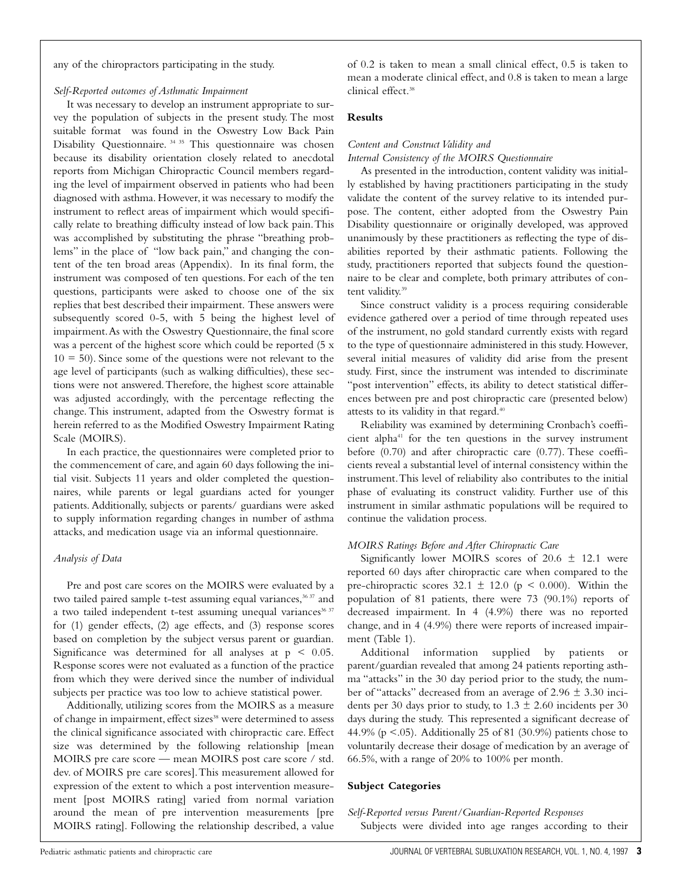any of the chiropractors participating in the study.

*Self-Reported outcomes of Asthmatic Impairment*

It was necessary to develop an instrument appropriate to survey the population of subjects in the present study. The most suitable format was found in the Oswestry Low Back Pain Disability Questionnaire. [34 35] This questionnaire was chosen because its disability orientation closely related to anecdotal reports from Michigan Chiropractic Council members regarding the level of impairment observed in patients who had been diagnosed with asthma. However, it was necessary to modify the instrument to reflect areas of impairment which would specifically relate to breathing difficulty instead of low back pain. This was accomplished by substituting the phrase "breathing problems" in the place of "low back pain," and changing the content of the ten broad areas (Appendix). In its final form, the instrument was composed of ten questions. For each of the ten questions, participants were asked to choose one of the six replies that best described their impairment. These answers were subsequently scored 0-5, with 5 being the highest level of impairment. As with the Oswestry Questionnaire, the final score was a percent of the highest score which could be reported (5 x 10 = 50). Since some of the questions were not relevant to the age level of participants (such as walking difficulties), these sections were not answered. Therefore, the highest score attainable was adjusted accordingly, with the percentage reflecting the change. This instrument, adapted from the Oswestry format is herein referred to as the Modified Oswestry Impairment Rating Scale (MOIRS).

In each practice, the questionnaires were completed prior to the commencement of care, and again 60 days following the initial visit. Subjects 11 years and older completed the questionnaires, while parents or legal guardians acted for younger patients. Additionally, subjects or parents/ guardians were asked to supply information regarding changes in number of asthma attacks, and medication usage via an informal questionnaire.

*Analysis of Data*

Pre and post care scores on the MOIRS were evaluated by a two tailed paired sample t-test assuming equal variances,[36 37] and a two tailed independent t-test assuming unequal variances[36 37] for (1) gender effects, (2) age effects, and (3) response scores based on completion by the subject versus parent or guardian. Significance was determined for all analyses at $p < 0.05$. Response scores were not evaluated as a function of the practice from which they were derived since the number of individual subjects per practice was too low to achieve statistical power.

Additionally, utilizing scores from the MOIRS as a measure of change in impairment, effect sizes[38] were determined to assess the clinical significance associated with chiropractic care. Effect size was determined by the following relationship [mean MOIRS pre care score — mean MOIRS post care score / std. dev. of MOIRS pre care scores]. This measurement allowed for expression of the extent to which a post intervention measurement [post MOIRS rating] varied from normal variation around the mean of pre intervention measurements [pre MOIRS rating]. Following the relationship described, a value of 0.2 is taken to mean a small clinical effect, 0.5 is taken to mean a moderate clinical effect, and 0.8 is taken to mean a large clinical effect.[38]

## Results

*Content and Construct Validity and Internal Consistency of the MOIRS Questionnaire*

As presented in the introduction, content validity was initially established by having practitioners participating in the study validate the content of the survey relative to its intended purpose. The content, either adopted from the Oswestry Pain Disability questionnaire or originally developed, was approved unanimously by these practitioners as reflecting the type of disabilities reported by their asthmatic patients. Following the study, practitioners reported that subjects found the questionnaire to be clear and complete, both primary attributes of content validity.[39]

Since construct validity is a process requiring considerable evidence gathered over a period of time through repeated uses of the instrument, no gold standard currently exists with regard to the type of questionnaire administered in this study. However, several initial measures of validity did arise from the present study. First, since the instrument was intended to discriminate "post intervention" effects, its ability to detect statistical differences between pre and post chiropractic care (presented below) attests to its validity in that regard.[40]

Reliability was examined by determining Cronbach's coefficient alpha[41] for the ten questions in the survey instrument before (0.70) and after chiropractic care (0.77). These coefficients reveal a substantial level of internal consistency within the instrument. This level of reliability also contributes to the initial phase of evaluating its construct validity. Further use of this instrument in similar asthmatic populations will be required to continue the validation process.

*MOIRS Ratings Before and After Chiropractic Care*

Significantly lower MOIRS scores of $20.6 \pm 12.1$ were reported 60 days after chiropractic care when compared to the pre-chiropractic scores $32.1 \pm 12.0$ ($p < 0.000$). Within the population of 81 patients, there were 73 (90.1%) reports of decreased impairment. In 4 (4.9%) there was no reported change, and in 4 (4.9%) there were reports of increased impairment (Table 1).

Additional information supplied by patients or parent/guardian revealed that among 24 patients reporting asthma "attacks" in the 30 day period prior to the study, the number of "attacks" decreased from an average of $2.96 \pm 3.30$ incidents per 30 days prior to study, to $1.3 \pm 2.60$ incidents per 30 days during the study. This represented a significant decrease of 44.9% ($p < .05$). Additionally 25 of 81 (30.9%) patients chose to voluntarily decrease their dosage of medication by an average of 66.5%, with a range of 20% to 100% per month.

## Subject Categories

*Self-Reported versus Parent/Guardian-Reported Responses*

Subjects were divided into age ranges according to their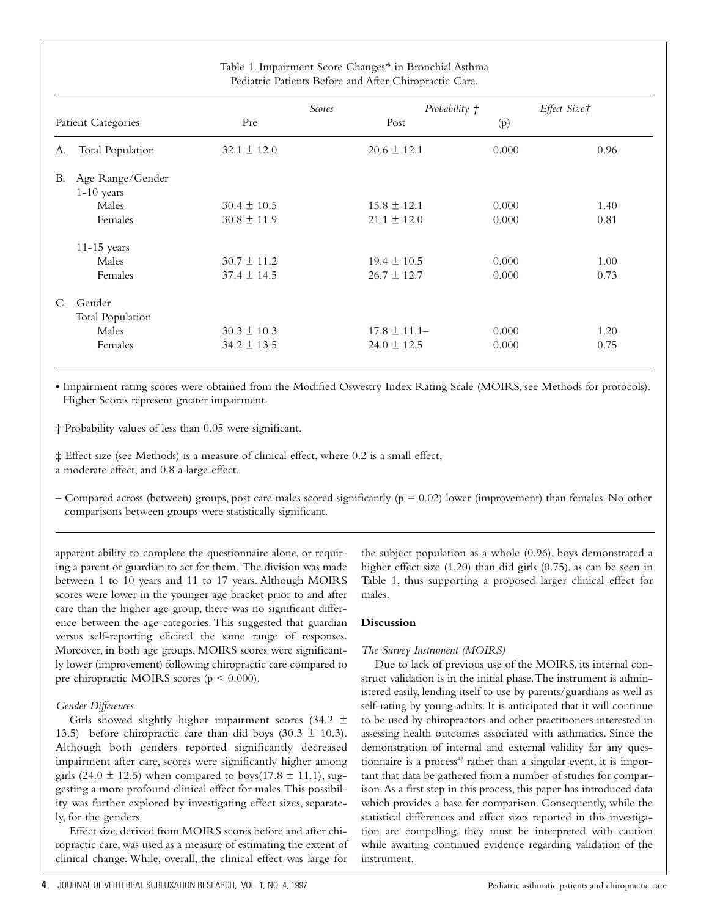Table 1. Impairment Score Changes* in Bronchial Asthma Pediatric Patients Before and After Chiropractic Care.

| Patient Categories | Scores Pre | Post | Probability † (p) | Effect Size‡ |
|---|---|---|---|---|
| A. Total Population | 32.1 ± 12.0 | 20.6 ± 12.1 | 0.000 | 0.96 |
| B. Age Range/Gender | | | | |
| 1-10 years | | | | |
| Males | 30.4 ± 10.5 | 15.8 ± 12.1 | 0.000 | 1.40 |
| Females | 30.8 ± 11.9 | 21.1 ± 12.0 | 0.000 | 0.81 |
| 11-15 years | | | | |
| Males | 30.7 ± 11.2 | 19.4 ± 10.5 | 0.000 | 1.00 |
| Females | 37.4 ± 14.5 | 26.7 ± 12.7 | 0.000 | 0.73 |
| C. Gender | | | | |
| Total Population | | | | |
| Males | 30.3 ± 10.3 | 17.8 ± 11.1– | 0.000 | 1.20 |
| Females | 34.2 ± 13.5 | 24.0 ± 12.5 | 0.000 | 0.75 |

• Impairment rating scores were obtained from the Modified Oswestry Index Rating Scale (MOIRS, see Methods for protocols). Higher Scores represent greater impairment.

† Probability values of less than 0.05 were significant.

‡ Effect size (see Methods) is a measure of clinical effect, where 0.2 is a small effect, a moderate effect, and 0.8 a large effect.

– Compared across (between) groups, post care males scored significantly ($p = 0.02$) lower (improvement) than females. No other comparisons between groups were statistically significant.

apparent ability to complete the questionnaire alone, or requiring a parent or guardian to act for them. The division was made between 1 to 10 years and 11 to 17 years. Although MOIRS scores were lower in the younger age bracket prior to and after care than the higher age group, there was no significant difference between the age categories. This suggested that guardian versus self-reporting elicited the same range of responses. Moreover, in both age groups, MOIRS scores were significantly lower (improvement) following chiropractic care compared to pre chiropractic MOIRS scores ($p < 0.000$).

*Gender Differences*

Girls showed slightly higher impairment scores (34.2 ± 13.5) before chiropractic care than did boys (30.3 ± 10.3). Although both genders reported significantly decreased impairment after care, scores were significantly higher among girls (24.0 ± 12.5) when compared to boys(17.8 ± 11.1), suggesting a more profound clinical effect for males. This possibility was further explored by investigating effect sizes, separately, for the genders.

Effect size, derived from MOIRS scores before and after chiropractic care, was used as a measure of estimating the extent of clinical change. While, overall, the clinical effect was large for the subject population as a whole (0.96), boys demonstrated a higher effect size (1.20) than did girls (0.75), as can be seen in Table 1, thus supporting a proposed larger clinical effect for males.

## Discussion

*The Survey Instrument (MOIRS)*

Due to lack of previous use of the MOIRS, its internal construct validation is in the initial phase. The instrument is administered easily, lending itself to use by parents/guardians as well as self-rating by young adults. It is anticipated that it will continue to be used by chiropractors and other practitioners interested in assessing health outcomes associated with asthmatics. Since the demonstration of internal and external validity for any questionnaire is a process[42] rather than a singular event, it is important that data be gathered from a number of studies for comparison. As a first step in this process, this paper has introduced data which provides a base for comparison. Consequently, while the statistical differences and effect sizes reported in this investigation are compelling, they must be interpreted with caution while awaiting continued evidence regarding validation of the instrument.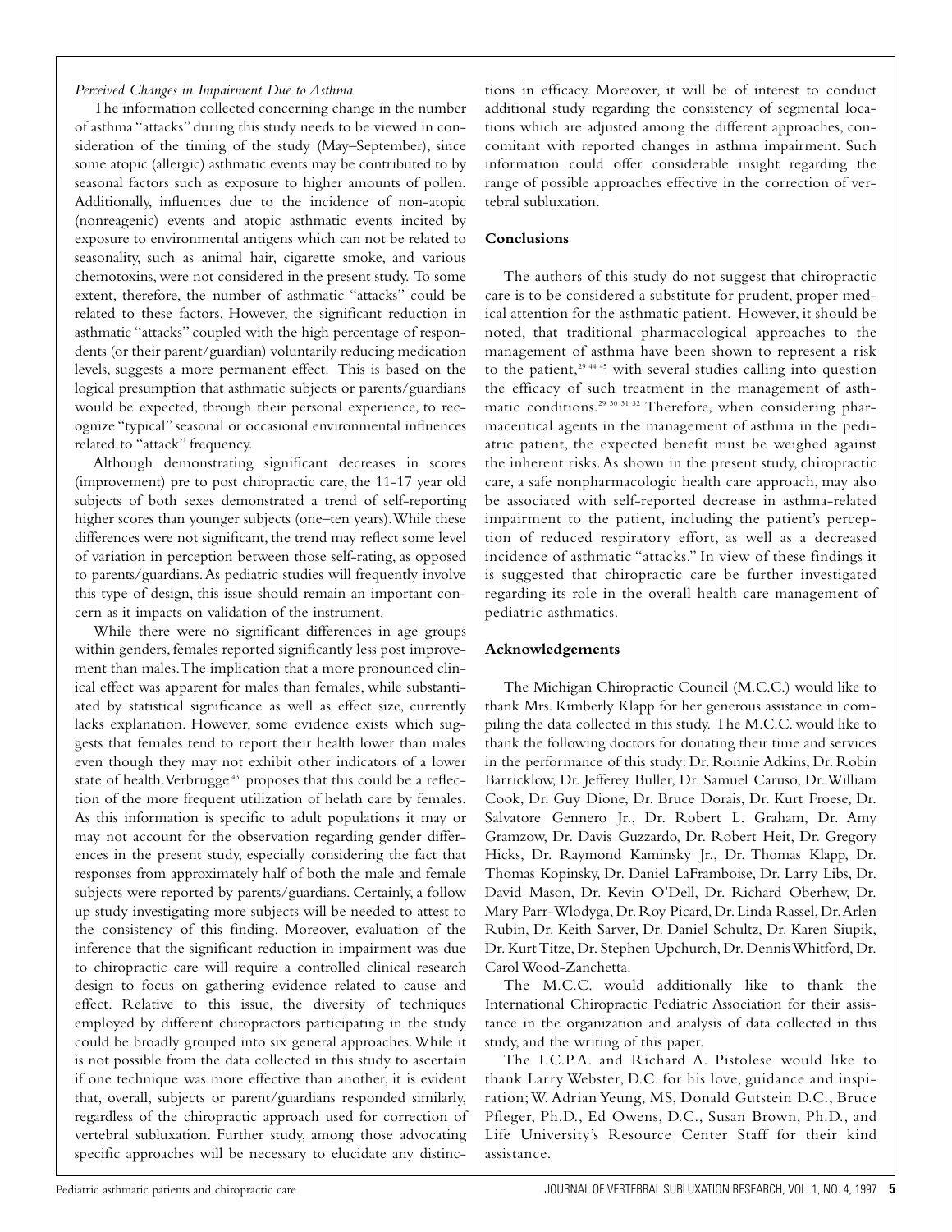*Perceived Changes in Impairment Due to Asthma*

The information collected concerning change in the number of asthma "attacks" during this study needs to be viewed in consideration of the timing of the study (May–September), since some atopic (allergic) asthmatic events may be contributed to by seasonal factors such as exposure to higher amounts of pollen. Additionally, influences due to the incidence of non-atopic (nonreagenic) events and atopic asthmatic events incited by exposure to environmental antigens which can not be related to seasonality, such as animal hair, cigarette smoke, and various chemotoxins, were not considered in the present study. To some extent, therefore, the number of asthmatic "attacks" could be related to these factors. However, the significant reduction in asthmatic "attacks" coupled with the high percentage of respondents (or their parent/guardian) voluntarily reducing medication levels, suggests a more permanent effect. This is based on the logical presumption that asthmatic subjects or parents/guardians would be expected, through their personal experience, to recognize "typical" seasonal or occasional environmental influences related to "attack" frequency.

Although demonstrating significant decreases in scores (improvement) pre to post chiropractic care, the 11-17 year old subjects of both sexes demonstrated a trend of self-reporting higher scores than younger subjects (one–ten years). While these differences were not significant, the trend may reflect some level of variation in perception between those self-rating, as opposed to parents/guardians. As pediatric studies will frequently involve this type of design, this issue should remain an important concern as it impacts on validation of the instrument.

While there were no significant differences in age groups within genders, females reported significantly less post improvement than males. The implication that a more pronounced clinical effect was apparent for males than females, while substantiated by statistical significance as well as effect size, currently lacks explanation. However, some evidence exists which suggests that females tend to report their health lower than males even though they may not exhibit other indicators of a lower state of health. Verbrugge[43] proposes that this could be a reflection of the more frequent utilization of helath care by females. As this information is specific to adult populations it may or may not account for the observation regarding gender differences in the present study, especially considering the fact that responses from approximately half of both the male and female subjects were reported by parents/guardians. Certainly, a follow up study investigating more subjects will be needed to attest to the consistency of this finding. Moreover, evaluation of the inference that the significant reduction in impairment was due to chiropractic care will require a controlled clinical research design to focus on gathering evidence related to cause and effect. Relative to this issue, the diversity of techniques employed by different chiropractors participating in the study could be broadly grouped into six general approaches. While it is not possible from the data collected in this study to ascertain if one technique was more effective than another, it is evident that, overall, subjects or parent/guardians responded similarly, regardless of the chiropractic approach used for correction of vertebral subluxation. Further study, among those advocating specific approaches will be necessary to elucidate any distinctions in efficacy. Moreover, it will be of interest to conduct additional study regarding the consistency of segmental locations which are adjusted among the different approaches, concomitant with reported changes in asthma impairment. Such information could offer considerable insight regarding the range of possible approaches effective in the correction of vertebral subluxation.

## Conclusions

The authors of this study do not suggest that chiropractic care is to be considered a substitute for prudent, proper medical attention for the asthmatic patient. However, it should be noted, that traditional pharmacological approaches to the management of asthma have been shown to represent a risk to the patient,[29 44 45] with several studies calling into question the efficacy of such treatment in the management of asthmatic conditions.[29 30 31 32] Therefore, when considering pharmaceutical agents in the management of asthma in the pediatric patient, the expected benefit must be weighed against the inherent risks. As shown in the present study, chiropractic care, a safe nonpharmacologic health care approach, may also be associated with self-reported decrease in asthma-related impairment to the patient, including the patient's perception of reduced respiratory effort, as well as a decreased incidence of asthmatic "attacks." In view of these findings it is suggested that chiropractic care be further investigated regarding its role in the overall health care management of pediatric asthmatics.

## Acknowledgements

The Michigan Chiropractic Council (M.C.C.) would like to thank Mrs. Kimberly Klapp for her generous assistance in compiling the data collected in this study. The M.C.C. would like to thank the following doctors for donating their time and services in the performance of this study: Dr. Ronnie Adkins, Dr. Robin Barricklow, Dr. Jefferey Buller, Dr. Samuel Caruso, Dr. William Cook, Dr. Guy Dione, Dr. Bruce Dorais, Dr. Kurt Froese, Dr. Salvatore Gennero Jr., Dr. Robert L. Graham, Dr. Amy Gramzow, Dr. Davis Guzzardo, Dr. Robert Heit, Dr. Gregory Hicks, Dr. Raymond Kaminsky Jr., Dr. Thomas Klapp, Dr. Thomas Kopinsky, Dr. Daniel LaFramboise, Dr. Larry Libs, Dr. David Mason, Dr. Kevin O'Dell, Dr. Richard Oberhew, Dr. Mary Parr-Wlodyga, Dr. Roy Picard, Dr. Linda Rassel, Dr. Arlen Rubin, Dr. Keith Sarver, Dr. Daniel Schultz, Dr. Karen Siupik, Dr. Kurt Titze, Dr. Stephen Upchurch, Dr. Dennis Whitford, Dr. Carol Wood-Zanchetta.

The M.C.C. would additionally like to thank the International Chiropractic Pediatric Association for their assistance in the organization and analysis of data collected in this study, and the writing of this paper.

The I.C.P.A. and Richard A. Pistolese would like to thank Larry Webster, D.C. for his love, guidance and inspiration; W. Adrian Yeung, MS, Donald Gutstein D.C., Bruce Pfleger, Ph.D., Ed Owens, D.C., Susan Brown, Ph.D., and Life University's Resource Center Staff for their kind assistance.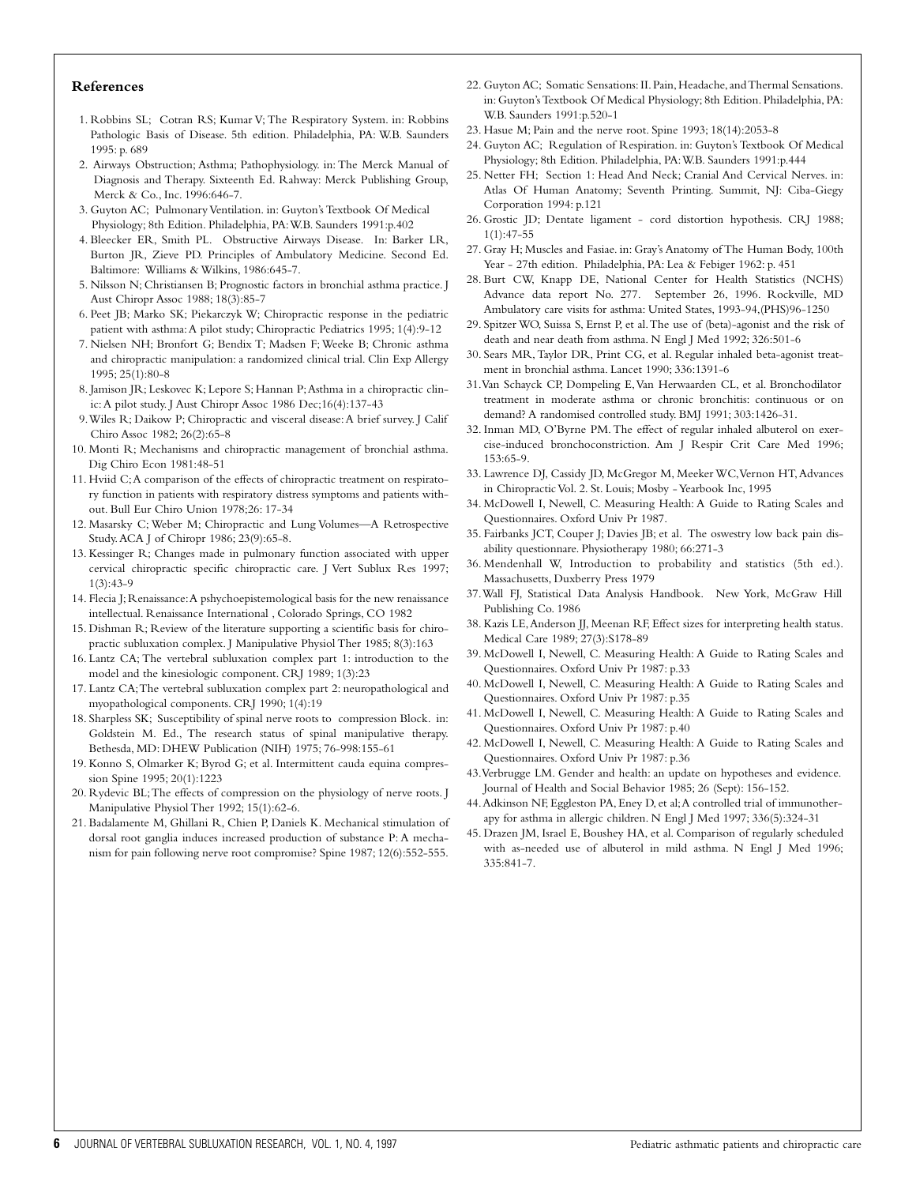## References

1. Robbins SL; Cotran RS; Kumar V; The Respiratory System. in: Robbins Pathologic Basis of Disease. 5th edition. Philadelphia, PA: W.B. Saunders 1995: p. 689
2. Airways Obstruction; Asthma; Pathophysiology. in: The Merck Manual of Diagnosis and Therapy. Sixteenth Ed. Rahway: Merck Publishing Group, Merck & Co., Inc. 1996:646-7.
3. Guyton AC; Pulmonary Ventilation. in: Guyton's Textbook Of Medical Physiology; 8th Edition. Philadelphia, PA: W.B. Saunders 1991:p.402
4. Bleecker ER, Smith PL. Obstructive Airways Disease. In: Barker LR, Burton JR, Zieve PD. Principles of Ambulatory Medicine. Second Ed. Baltimore: Williams & Wilkins, 1986:645-7.
5. Nilsson N; Christiansen B; Prognostic factors in bronchial asthma practice. J Aust Chiropr Assoc 1988; 18(3):85-7
6. Peet JB; Marko SK; Piekarczyk W; Chiropractic response in the pediatric patient with asthma: A pilot study; Chiropractic Pediatrics 1995; 1(4):9-12
7. Nielsen NH; Bronfort G; Bendix T; Madsen F; Weeke B; Chronic asthma and chiropractic manipulation: a randomized clinical trial. Clin Exp Allergy 1995; 25(1):80-8
8. Jamison JR; Leskovec K; Lepore S; Hannan P; Asthma in a chiropractic clinic: A pilot study. J Aust Chiropr Assoc 1986 Dec;16(4):137-43
9. Wiles R; Daikow P; Chiropractic and visceral disease: A brief survey. J Calif Chiro Assoc 1982; 26(2):65-8
10. Monti R; Mechanisms and chiropractic management of bronchial asthma. Dig Chiro Econ 1981:48-51
11. Hviid C; A comparison of the effects of chiropractic treatment on respiratory function in patients with respiratory distress symptoms and patients without. Bull Eur Chiro Union 1978;26: 17-34
12. Masarsky C; Weber M; Chiropractic and Lung Volumes—A Retrospective Study. ACA J of Chiropr 1986; 23(9):65-8.
13. Kessinger R; Changes made in pulmonary function associated with upper cervical chiropractic specific chiropractic care. J Vert Sublux Res 1997; 1(3):43-9
14. Flecia J; Renaissance: A pshychoepistemological basis for the new renaissance intellectual. Renaissance International , Colorado Springs, CO 1982
15. Dishman R; Review of the literature supporting a scientific basis for chiropractic subluxation complex. J Manipulative Physiol Ther 1985; 8(3):163
16. Lantz CA; The vertebral subluxation complex part 1: introduction to the model and the kinesiologic component. CRJ 1989; 1(3):23
17. Lantz CA; The vertebral subluxation complex part 2: neuropathological and myopathological components. CRJ 1990; 1(4):19
18. Sharpless SK; Susceptibility of spinal nerve roots to compression Block. in: Goldstein M. Ed., The research status of spinal manipulative therapy. Bethesda, MD: DHEW Publication (NIH) 1975; 76-998:155-61
19. Konno S, Olmarker K; Byrod G; et al. Intermittent cauda equina compression Spine 1995; 20(1):1223
20. Rydevic BL; The effects of compression on the physiology of nerve roots. J Manipulative Physiol Ther 1992; 15(1):62-6.
21. Badalamente M, Ghillani R, Chien P, Daniels K. Mechanical stimulation of dorsal root ganglia induces increased production of substance P: A mechanism for pain following nerve root compromise? Spine 1987; 12(6):552-555.
22. Guyton AC; Somatic Sensations: II. Pain, Headache, and Thermal Sensations. in: Guyton's Textbook Of Medical Physiology; 8th Edition. Philadelphia, PA: W.B. Saunders 1991:p.520-1
23. Hasue M; Pain and the nerve root. Spine 1993; 18(14):2053-8
24. Guyton AC; Regulation of Respiration. in: Guyton's Textbook Of Medical Physiology; 8th Edition. Philadelphia, PA: W.B. Saunders 1991:p.444
25. Netter FH; Section 1: Head And Neck; Cranial And Cervical Nerves. in: Atlas Of Human Anatomy; Seventh Printing. Summit, NJ: Ciba-Giegy Corporation 1994: p.121
26. Grostic JD; Dentate ligament - cord distortion hypothesis. CRJ 1988; 1(1):47-55
27. Gray H; Muscles and Fasiae. in: Gray's Anatomy of The Human Body, 100th Year - 27th edition. Philadelphia, PA: Lea & Febiger 1962: p. 451
28. Burt CW, Knapp DE, National Center for Health Statistics (NCHS) Advance data report No. 277. September 26, 1996. Rockville, MD Ambulatory care visits for asthma: United States, 1993-94,(PHS)96-1250
29. Spitzer WO, Suissa S, Ernst P, et al. The use of (beta)-agonist and the risk of death and near death from asthma. N Engl J Med 1992; 326:501-6
30. Sears MR, Taylor DR, Print CG, et al. Regular inhaled beta-agonist treatment in bronchial asthma. Lancet 1990; 336:1391-6
31. Van Schayck CP, Dompeling E, Van Herwaarden CL, et al. Bronchodilator treatment in moderate asthma or chronic bronchitis: continuous or on demand? A randomised controlled study. BMJ 1991; 303:1426-31.
32. Inman MD, O'Byrne PM. The effect of regular inhaled albuterol on exercise-induced bronchoconstriction. Am J Respir Crit Care Med 1996; 153:65-9.
33. Lawrence DJ, Cassidy JD, McGregor M, Meeker WC, Vernon HT, Advances in Chiropractic Vol. 2. St. Louis; Mosby - Yearbook Inc, 1995
34. McDowell I, Newell, C. Measuring Health: A Guide to Rating Scales and Questionnaires. Oxford Univ Pr 1987.
35. Fairbanks JCT, Couper J; Davies JB; et al. The oswestry low back pain disability questionnare. Physiotherapy 1980; 66:271-3
36. Mendenhall W, Introduction to probability and statistics (5th ed.). Massachusetts, Duxberry Press 1979
37. Wall FJ, Statistical Data Analysis Handbook. New York, McGraw Hill Publishing Co. 1986
38. Kazis LE, Anderson JJ, Meenan RF, Effect sizes for interpreting health status. Medical Care 1989; 27(3):S178-89
39. McDowell I, Newell, C. Measuring Health: A Guide to Rating Scales and Questionnaires. Oxford Univ Pr 1987: p.33
40. McDowell I, Newell, C. Measuring Health: A Guide to Rating Scales and Questionnaires. Oxford Univ Pr 1987: p.35
41. McDowell I, Newell, C. Measuring Health: A Guide to Rating Scales and Questionnaires. Oxford Univ Pr 1987: p.40
42. McDowell I, Newell, C. Measuring Health: A Guide to Rating Scales and Questionnaires. Oxford Univ Pr 1987: p.36
43. Verbrugge LM. Gender and health: an update on hypotheses and evidence. Journal of Health and Social Behavior 1985; 26 (Sept): 156-152.
44. Adkinson NF, Eggleston PA, Eney D, et al; A controlled trial of immunotherapy for asthma in allergic children. N Engl J Med 1997; 336(5):324-31
45. Drazen JM, Israel E, Boushey HA, et al. Comparison of regularly scheduled with as-needed use of albuterol in mild asthma. N Engl J Med 1996; 335:841-7.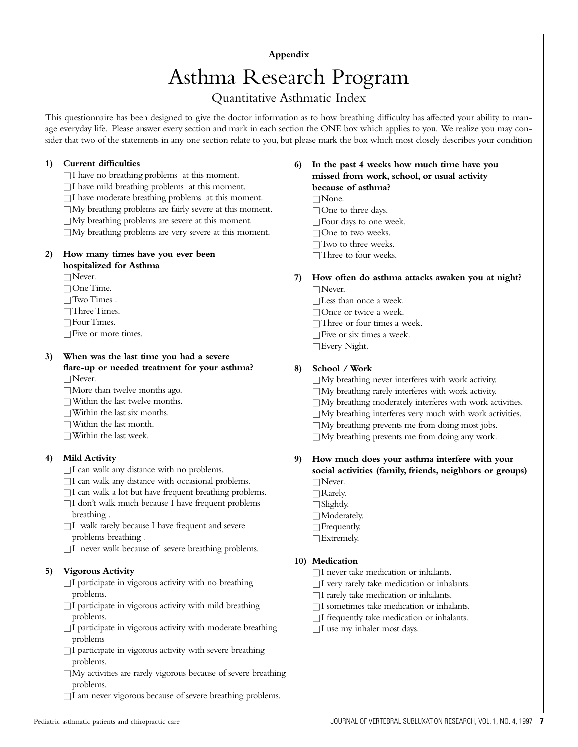**Appendix**

# Asthma Research Program

## Quantitative Asthmatic Index

This questionnaire has been designed to give the doctor information as to how breathing difficulty has affected your ability to manage everyday life. Please answer every section and mark in each section the ONE box which applies to you. We realize you may consider that two of the statements in any one section relate to you, but please mark the box which most closely describes your condition

**1) Current difficulties**

- ☐ I have no breathing problems at this moment.
- ☐ I have mild breathing problems at this moment.
- ☐ I have moderate breathing problems at this moment.
- ☐ My breathing problems are fairly severe at this moment.
- ☐ My breathing problems are severe at this moment.
- ☐ My breathing problems are very severe at this moment.

**2) How many times have you ever been hospitalized for Asthma**

- ☐ Never.
- ☐ One Time.
- ☐ Two Times .
- ☐ Three Times.
- ☐ Four Times.
- ☐ Five or more times.

**3) When was the last time you had a severe flare-up or needed treatment for your asthma?**

- ☐ Never.
- ☐ More than twelve months ago.
- ☐ Within the last twelve months.
- ☐ Within the last six months.
- ☐ Within the last month.
- ☐ Within the last week.

**4) Mild Activity**

- ☐ I can walk any distance with no problems.
- ☐ I can walk any distance with occasional problems.
- ☐ I can walk a lot but have frequent breathing problems.
- ☐ I don't walk much because I have frequent problems breathing .
- ☐ I walk rarely because I have frequent and severe problems breathing .
- ☐ I never walk because of severe breathing problems.

**5) Vigorous Activity**

- ☐ I participate in vigorous activity with no breathing problems.
- ☐ I participate in vigorous activity with mild breathing problems.
- ☐ I participate in vigorous activity with moderate breathing problems
- ☐ I participate in vigorous activity with severe breathing problems.
- ☐ My activities are rarely vigorous because of severe breathing problems.
- ☐ I am never vigorous because of severe breathing problems.

**6) In the past 4 weeks how much time have you missed from work, school, or usual activity because of asthma?**

- ☐ None.
- ☐ One to three days.
- ☐ Four days to one week.
- ☐ One to two weeks.
- ☐ Two to three weeks.
- ☐ Three to four weeks.

**7) How often do asthma attacks awaken you at night?**

- ☐ Never.
- ☐ Less than once a week.
- ☐ Once or twice a week.
- ☐ Three or four times a week.
- ☐ Five or six times a week.
- ☐ Every Night.

**8) School / Work**

- ☐ My breathing never interferes with work activity.
- ☐ My breathing rarely interferes with work activity.
- ☐ My breathing moderately interferes with work activities.
- ☐ My breathing interferes very much with work activities.
- ☐ My breathing prevents me from doing most jobs.
- ☐ My breathing prevents me from doing any work.

**9) How much does your asthma interfere with your social activities (family, friends, neighbors or groups)**

- ☐ Never.
- ☐ Rarely.
- ☐ Slightly.
- ☐ Moderately.
- ☐ Frequently.
- ☐ Extremely.

**10) Medication**

- ☐ I never take medication or inhalants.
- ☐ I very rarely take medication or inhalants.
- ☐ I rarely take medication or inhalants.
- ☐ I sometimes take medication or inhalants.
- ☐ I frequently take medication or inhalants.
- ☐ I use my inhaler most days.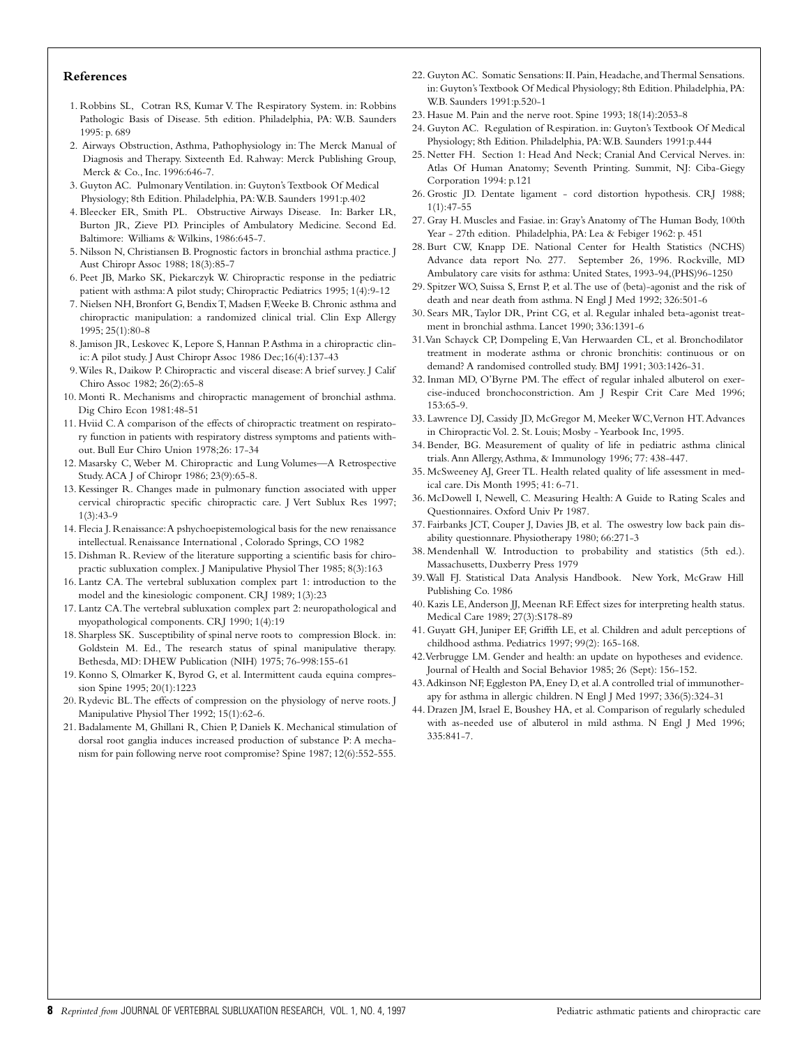## References

1. Robbins SL, Cotran RS, Kumar V. The Respiratory System. in: Robbins Pathologic Basis of Disease. 5th edition. Philadelphia, PA: W.B. Saunders 1995: p. 689
2. Airways Obstruction, Asthma, Pathophysiology in: The Merck Manual of Diagnosis and Therapy. Sixteenth Ed. Rahway: Merck Publishing Group, Merck & Co., Inc. 1996:646-7.
3. Guyton AC. Pulmonary Ventilation. in: Guyton's Textbook Of Medical Physiology; 8th Edition. Philadelphia, PA: W.B. Saunders 1991:p.402
4. Bleecker ER, Smith PL. Obstructive Airways Disease. In: Barker LR, Burton JR, Zieve PD. Principles of Ambulatory Medicine. Second Ed. Baltimore: Williams & Wilkins, 1986:645-7.
5. Nilsson N, Christiansen B. Prognostic factors in bronchial asthma practice. J Aust Chiropr Assoc 1988; 18(3):85-7
6. Peet JB, Marko SK, Piekarczyk W. Chiropractic response in the pediatric patient with asthma: A pilot study; Chiropractic Pediatrics 1995; 1(4):9-12
7. Nielsen NH, Bronfort G, Bendix T, Madsen F, Weeke B. Chronic asthma and chiropractic manipulation: a randomized clinical trial. Clin Exp Allergy 1995; 25(1):80-8
8. Jamison JR, Leskovec K, Lepore S, Hannan P. Asthma in a chiropractic clinic: A pilot study. J Aust Chiropr Assoc 1986 Dec;16(4):137-43
9. Wiles R, Daikow P. Chiropractic and visceral disease: A brief survey. J Calif Chiro Assoc 1982; 26(2):65-8
10. Monti R. Mechanisms and chiropractic management of bronchial asthma. Dig Chiro Econ 1981:48-51
11. Hviid C. A comparison of the effects of chiropractic treatment on respiratory function in patients with respiratory distress symptoms and patients without. Bull Eur Chiro Union 1978;26: 17-34
12. Masarsky C, Weber M. Chiropractic and Lung Volumes—A Retrospective Study. ACA J of Chiropr 1986; 23(9):65-8.
13. Kessinger R. Changes made in pulmonary function associated with upper cervical chiropractic specific chiropractic care. J Vert Sublux Res 1997; 1(3):43-9
14. Flecia J. Renaissance: A pshychoepistemological basis for the new renaissance intellectual. Renaissance International , Colorado Springs, CO 1982
15. Dishman R. Review of the literature supporting a scientific basis for chiropractic subluxation complex. J Manipulative Physiol Ther 1985; 8(3):163
16. Lantz CA. The vertebral subluxation complex part 1: introduction to the model and the kinesiologic component. CRJ 1989; 1(3):23
17. Lantz CA. The vertebral subluxation complex part 2: neuropathological and myopathological components. CRJ 1990; 1(4):19
18. Sharpless SK. Susceptibility of spinal nerve roots to compression Block. in: Goldstein M. Ed., The research status of spinal manipulative therapy. Bethesda, MD: DHEW Publication (NIH) 1975; 76-998:155-61
19. Konno S, Olmarker K, Byrod G, et al. Intermittent cauda equina compression Spine 1995; 20(1):1223
20. Rydevic BL. The effects of compression on the physiology of nerve roots. J Manipulative Physiol Ther 1992; 15(1):62-6.
21. Badalamente M, Ghillani R, Chien P, Daniels K. Mechanical stimulation of dorsal root ganglia induces increased production of substance P: A mechanism for pain following nerve root compromise? Spine 1987; 12(6):552-555.
22. Guyton AC. Somatic Sensations: II. Pain, Headache, and Thermal Sensations. in: Guyton's Textbook Of Medical Physiology; 8th Edition. Philadelphia, PA: W.B. Saunders 1991:p.520-1
23. Hasue M. Pain and the nerve root. Spine 1993; 18(14):2053-8
24. Guyton AC. Regulation of Respiration. in: Guyton's Textbook Of Medical Physiology; 8th Edition. Philadelphia, PA: W.B. Saunders 1991:p.444
25. Netter FH. Section 1: Head And Neck; Cranial And Cervical Nerves. in: Atlas Of Human Anatomy; Seventh Printing. Summit, NJ: Ciba-Giegy Corporation 1994: p.121
26. Grostic JD. Dentate ligament - cord distortion hypothesis. CRJ 1988; 1(1):47-55
27. Gray H. Muscles and Fasiae. in: Gray's Anatomy of The Human Body, 100th Year - 27th edition. Philadelphia, PA: Lea & Febiger 1962: p. 451
28. Burt CW, Knapp DE. National Center for Health Statistics (NCHS) Advance data report No. 277. September 26, 1996. Rockville, MD Ambulatory care visits for asthma: United States, 1993-94,(PHS)96-1250
29. Spitzer WO, Suissa S, Ernst P, et al. The use of (beta)-agonist and the risk of death and near death from asthma. N Engl J Med 1992; 326:501-6
30. Sears MR, Taylor DR, Print CG, et al. Regular inhaled beta-agonist treatment in bronchial asthma. Lancet 1990; 336:1391-6
31. Van Schayck CP, Dompeling E, Van Herwaarden CL, et al. Bronchodilator treatment in moderate asthma or chronic bronchitis: continuous or on demand? A randomised controlled study. BMJ 1991; 303:1426-31.
32. Inman MD, O'Byrne PM. The effect of regular inhaled albuterol on exercise-induced bronchoconstriction. Am J Respir Crit Care Med 1996; 153:65-9.
33. Lawrence DJ, Cassidy JD, McGregor M, Meeker WC, Vernon HT. Advances in Chiropractic Vol. 2. St. Louis; Mosby - Yearbook Inc, 1995.
34. Bender, BG. Measurement of quality of life in pediatric asthma clinical trials. Ann Allergy, Asthma, & Immunology 1996; 77: 438-447.
35. McSweeney AJ, Greer TL. Health related quality of life assessment in medical care. Dis Month 1995; 41: 6-71.
36. McDowell I, Newell, C. Measuring Health: A Guide to Rating Scales and Questionnaires. Oxford Univ Pr 1987.
37. Fairbanks JCT, Couper J, Davies JB, et al. The oswestry low back pain disability questionnare. Physiotherapy 1980; 66:271-3
38. Mendenhall W. Introduction to probability and statistics (5th ed.). Massachusetts, Duxberry Press 1979
39. Wall FJ. Statistical Data Analysis Handbook. New York, McGraw Hill Publishing Co. 1986
40. Kazis LE, Anderson JJ, Meenan RF. Effect sizes for interpreting health status. Medical Care 1989; 27(3):S178-89
41. Guyatt GH, Juniper EF, Griffth LE, et al. Children and adult perceptions of childhood asthma. Pediatrics 1997; 99(2): 165-168.
42. Verbrugge LM. Gender and health: an update on hypotheses and evidence. Journal of Health and Social Behavior 1985; 26 (Sept): 156-152.
43. Adkinson NF, Eggleston PA, Eney D, et al. A controlled trial of immunotherapy for asthma in allergic children. N Engl J Med 1997; 336(5):324-31
44. Drazen JM, Israel E, Boushey HA, et al. Comparison of regularly scheduled with as-needed use of albuterol in mild asthma. N Engl J Med 1996; 335:841-7.